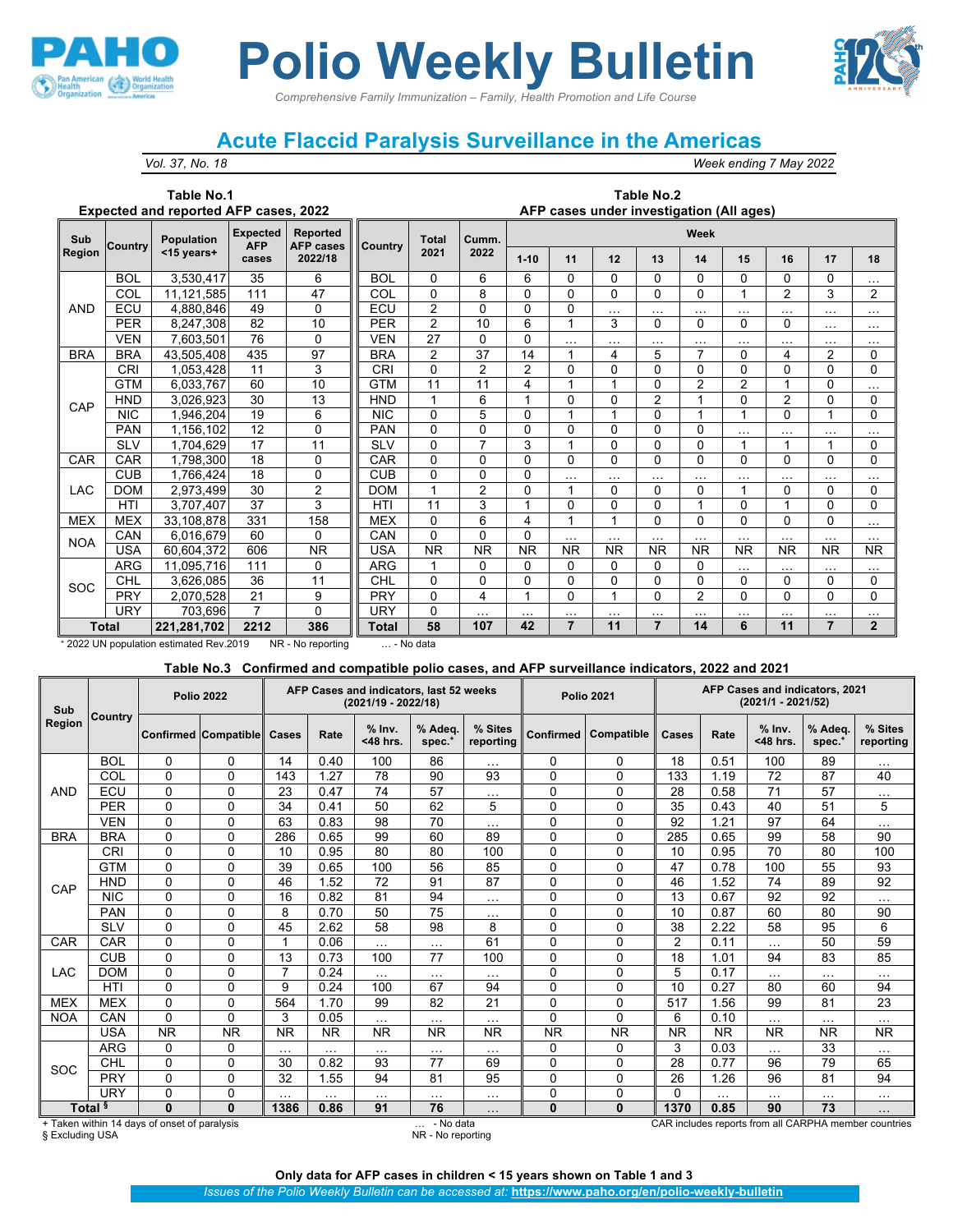# Polio Weekly Bulletin

*Comprehensive Family Immunization – Family, Health Promotion and Life Course*

## Acute Flaccid Paralysis Surveillance in the Americas

*Vol. 37, No. 18* — *Week ending 7 May 2022*

### Table No.1 Expected and reported AFP cases, 2022

| Sub Region | Country | Population <15 years+ | Expected AFP cases | Reported AFP cases 2022/18 |
|---|---|---|---|---|
| AND | BOL | 3,530,417 | 35 | 6 |
| | COL | 11,121,585 | 111 | 47 |
| | ECU | 4,880,846 | 49 | 0 |
| | PER | 8,247,308 | 82 | 10 |
| | VEN | 7,603,501 | 76 | 0 |
| BRA | BRA | 43,505,408 | 435 | 97 |
| CAP | CRI | 1,053,428 | 11 | 3 |
| | GTM | 6,033,767 | 60 | 10 |
| | HND | 3,026,923 | 30 | 13 |
| | NIC | 1,946,204 | 19 | 6 |
| | PAN | 1,156,102 | 12 | 0 |
| | SLV | 1,704,629 | 17 | 11 |
| CAR | CAR | 1,798,300 | 18 | 0 |
| LAC | CUB | 1,766,424 | 18 | 0 |
| | DOM | 2,973,499 | 30 | 2 |
| | HTI | 3,707,407 | 37 | 3 |
| MEX | MEX | 33,108,878 | 331 | 158 |
| NOA | CAN | 6,016,679 | 60 | 0 |
| | USA | 60,604,372 | 606 | NR |
| SOC | ARG | 11,095,716 | 111 | 0 |
| | CHL | 3,626,085 | 36 | 11 |
| | PRY | 2,070,528 | 21 | 9 |
| | URY | 703,696 | 7 | 0 |
| **Total** | | **221,281,702** | **2212** | **386** |

+ 2022 UN population estimated Rev.2019 NR - No reporting

### Table No.2 AFP cases under investigation (All ages)

| Country | Total 2021 | Cumm. 2022 | Week 1-10 | 11 | 12 | 13 | 14 | 15 | 16 | 17 | 18 |
|---|---|---|---|---|---|---|---|---|---|---|---|
| BOL | 0 | 6 | 6 | 0 | 0 | 0 | 0 | 0 | 0 | 0 | … |
| COL | 0 | 8 | 0 | 0 | 0 | 0 | 0 | 1 | 2 | 3 | 2 |
| ECU | 2 | 0 | 0 | 0 | … | … | … | … | … | … | … |
| PER | 2 | 10 | 6 | 1 | 3 | 0 | 0 | 0 | 0 | … | … |
| VEN | 27 | 0 | 0 | … | … | … | … | … | … | … | … |
| BRA | 2 | 37 | 14 | 1 | 4 | 5 | 7 | 0 | 4 | 2 | 0 |
| CRI | 0 | 2 | 2 | 0 | 0 | 0 | 0 | 0 | 0 | 0 | 0 |
| GTM | 11 | 11 | 4 | 1 | 1 | 0 | 2 | 2 | 1 | 0 | … |
| HND | 1 | 6 | 1 | 0 | 0 | 2 | 1 | 0 | 2 | 0 | 0 |
| NIC | 0 | 5 | 0 | 1 | 1 | 0 | 1 | 1 | 0 | 1 | 0 |
| PAN | 0 | 0 | 0 | 0 | 0 | 0 | 0 | … | … | … | … |
| SLV | 0 | 7 | 3 | 1 | 0 | 0 | 0 | 1 | 1 | 1 | 0 |
| CAR | 0 | 0 | 0 | 0 | 0 | 0 | 0 | 0 | 0 | 0 | 0 |
| CUB | 0 | 0 | 0 | … | … | … | … | … | … | … | … |
| DOM | 1 | 2 | 0 | 1 | 0 | 0 | 0 | 1 | 0 | 0 | 0 |
| HTI | 11 | 3 | 1 | 0 | 0 | 0 | 1 | 0 | 1 | 0 | 0 |
| MEX | 0 | 6 | 4 | 1 | 1 | 0 | 0 | 0 | 0 | 0 | … |
| CAN | 0 | 0 | 0 | … | … | … | … | … | … | … | … |
| USA | NR | NR | NR | NR | NR | NR | NR | NR | NR | NR | NR |
| ARG | 1 | 0 | 0 | 0 | 0 | 0 | 0 | … | … | … | … |
| CHL | 0 | 0 | 0 | 0 | 0 | 0 | 0 | 0 | 0 | 0 | 0 |
| PRY | 0 | 4 | 1 | 0 | 1 | 0 | 2 | 0 | 0 | 0 | 0 |
| URY | 0 | … | … | … | … | … | … | … | … | … | … |
| **Total** | **58** | **107** | **42** | **7** | **11** | **7** | **14** | **6** | **11** | **7** | **2** |

… - No data

### Table No.3 Confirmed and compatible polio cases, and AFP surveillance indicators, 2022 and 2021

| Sub Region | Country | Polio 2022 | | AFP Cases and indicators, last 52 weeks (2021/19 - 2022/18) | | | | | Polio 2021 | | AFP Cases and indicators, 2021 (2021/1 - 2021/52) | | | | |
|---|---|---|---|---|---|---|---|---|---|---|---|---|---|---|---|
| | | Confirmed | Compatible | Cases | Rate | % Inv. <48 hrs. | % Adeq. spec.+ | % Sites reporting | Confirmed | Compatible | Cases | Rate | % Inv. <48 hrs. | % Adeq. spec.+ | % Sites reporting |
| AND | BOL | 0 | 0 | 14 | 0.40 | 100 | 86 | … | 0 | 0 | 18 | 0.51 | 100 | 89 | … |
| | COL | 0 | 0 | 143 | 1.27 | 78 | 90 | 93 | 0 | 0 | 133 | 1.19 | 72 | 87 | 40 |
| | ECU | 0 | 0 | 23 | 0.47 | 74 | 57 | … | 0 | 0 | 28 | 0.58 | 71 | 57 | … |
| | PER | 0 | 0 | 34 | 0.41 | 50 | 62 | 5 | 0 | 0 | 35 | 0.43 | 40 | 51 | 5 |
| | VEN | 0 | 0 | 63 | 0.83 | 98 | 70 | … | 0 | 0 | 92 | 1.21 | 97 | 64 | … |
| BRA | BRA | 0 | 0 | 286 | 0.65 | 99 | 60 | 89 | 0 | 0 | 285 | 0.65 | 99 | 58 | 90 |
| CAP | CRI | 0 | 0 | 10 | 0.95 | 80 | 80 | 100 | 0 | 0 | 10 | 0.95 | 70 | 80 | 100 |
| | GTM | 0 | 0 | 39 | 0.65 | 100 | 56 | 85 | 0 | 0 | 47 | 0.78 | 100 | 55 | 93 |
| | HND | 0 | 0 | 46 | 1.52 | 72 | 91 | 87 | 0 | 0 | 46 | 1.52 | 74 | 89 | 92 |
| | NIC | 0 | 0 | 16 | 0.82 | 81 | 94 | … | 0 | 0 | 13 | 0.67 | 92 | 92 | … |
| | PAN | 0 | 0 | 8 | 0.70 | 50 | 75 | … | 0 | 0 | 10 | 0.87 | 60 | 80 | 90 |
| | SLV | 0 | 0 | 45 | 2.62 | 58 | 98 | 8 | 0 | 0 | 38 | 2.22 | 58 | 95 | 6 |
| CAR | CAR | 0 | 0 | 1 | 0.06 | … | … | 61 | 0 | 0 | 2 | 0.11 | … | 50 | 59 |
| LAC | CUB | 0 | 0 | 13 | 0.73 | 100 | 77 | 100 | 0 | 0 | 18 | 1.01 | 94 | 83 | 85 |
| | DOM | 0 | 0 | 7 | 0.24 | … | … | … | 0 | 0 | 5 | 0.17 | … | … | … |
| | HTI | 0 | 0 | 9 | 0.24 | 100 | 67 | 94 | 0 | 0 | 10 | 0.27 | 80 | 60 | 94 |
| MEX | MEX | 0 | 0 | 564 | 1.70 | 99 | 82 | 21 | 0 | 0 | 517 | 1.56 | 99 | 81 | 23 |
| NOA | CAN | 0 | 0 | 3 | 0.05 | … | … | … | 0 | 0 | 6 | 0.10 | … | … | … |
| | USA | NR | NR | NR | NR | NR | NR | NR | NR | NR | NR | NR | NR | NR | NR |
| SOC | ARG | 0 | 0 | … | … | … | … | … | 0 | 0 | 3 | 0.03 | … | 33 | … |
| | CHL | 0 | 0 | 30 | 0.82 | 93 | 77 | 69 | 0 | 0 | 28 | 0.77 | 96 | 79 | 65 |
| | PRY | 0 | 0 | 32 | 1.55 | 94 | 81 | 95 | 0 | 0 | 26 | 1.26 | 96 | 81 | 94 |
| | URY | 0 | 0 | … | … | … | … | … | 0 | 0 | 0 | … | … | … | … |
| **Total §** | | **0** | **0** | **1386** | **0.86** | **91** | **76** | **…** | **0** | **0** | **1370** | **0.85** | **90** | **73** | **…** |

+ Taken within 14 days of onset of paralysis
§ Excluding USA
… - No data
NR - No reporting
CAR includes reports from all CARPHA member countries

**Only data for AFP cases in children < 15 years shown on Table 1 and 3**

*Issues of the Polio Weekly Bulletin can be accessed at:* **https://www.paho.org/en/polio-weekly-bulletin**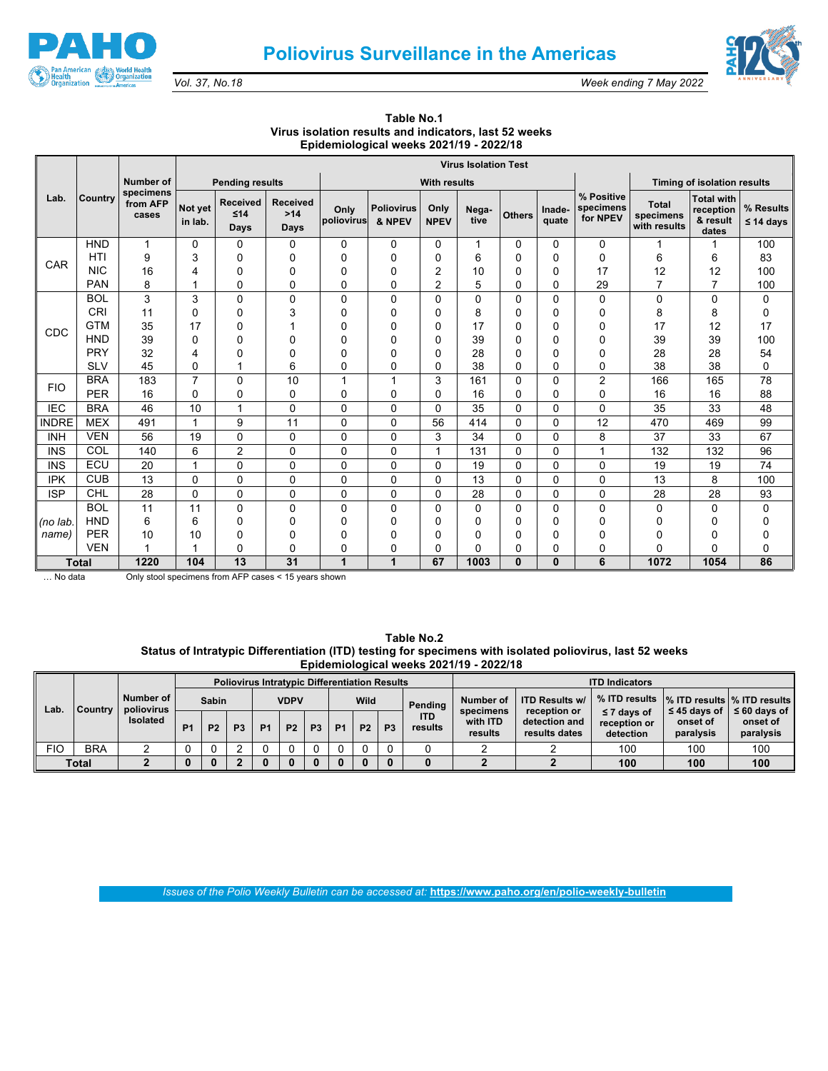# Poliovirus Surveillance in the Americas

*Vol. 37, No.18* — *Week ending 7 May 2022*

**Table No.1**
**Virus isolation results and indicators, last 52 weeks**
**Epidemiological weeks 2021/19 - 2022/18**

| Lab. | Country | Number of specimens from AFP cases | Virus Isolation Test | | | | | | | | | | Timing of isolation results | | |
|---|---|---|---|---|---|---|---|---|---|---|---|---|---|---|---|
| | | | Pending results | | | With results | | | | | | % Positive specimens for NPEV | | | |
| | | | Not yet in lab. | Received ≤14 Days | Received >14 Days | Only poliovirus | Poliovirus & NPEV | Only NPEV | Nega-tive | Others | Inade-quate | | Total specimens with results | Total with reception & result dates | % Results ≤ 14 days |
| CAR | HND | 1 | 0 | 0 | 0 | 0 | 0 | 0 | 1 | 0 | 0 | 0 | 1 | 1 | 100 |
| | HTI | 9 | 3 | 0 | 0 | 0 | 0 | 0 | 6 | 0 | 0 | 0 | 6 | 6 | 83 |
| | NIC | 16 | 4 | 0 | 0 | 0 | 0 | 2 | 10 | 0 | 0 | 17 | 12 | 12 | 100 |
| | PAN | 8 | 1 | 0 | 0 | 0 | 0 | 2 | 5 | 0 | 0 | 29 | 7 | 7 | 100 |
| CDC | BOL | 3 | 3 | 0 | 0 | 0 | 0 | 0 | 0 | 0 | 0 | 0 | 0 | 0 | 0 |
| | CRI | 11 | 0 | 0 | 3 | 0 | 0 | 0 | 8 | 0 | 0 | 0 | 8 | 8 | 0 |
| | GTM | 35 | 17 | 0 | 1 | 0 | 0 | 0 | 17 | 0 | 0 | 0 | 17 | 12 | 17 |
| | HND | 39 | 0 | 0 | 0 | 0 | 0 | 0 | 39 | 0 | 0 | 0 | 39 | 39 | 100 |
| | PRY | 32 | 4 | 0 | 0 | 0 | 0 | 0 | 28 | 0 | 0 | 0 | 28 | 28 | 54 |
| | SLV | 45 | 0 | 1 | 6 | 0 | 0 | 0 | 38 | 0 | 0 | 0 | 38 | 38 | 0 |
| FIO | BRA | 183 | 7 | 0 | 10 | 1 | 1 | 3 | 161 | 0 | 0 | 2 | 166 | 165 | 78 |
| | PER | 16 | 0 | 0 | 0 | 0 | 0 | 0 | 16 | 0 | 0 | 0 | 16 | 16 | 88 |
| IEC | BRA | 46 | 10 | 1 | 0 | 0 | 0 | 0 | 35 | 0 | 0 | 0 | 35 | 33 | 48 |
| INDRE | MEX | 491 | 1 | 9 | 11 | 0 | 0 | 56 | 414 | 0 | 0 | 12 | 470 | 469 | 99 |
| INH | VEN | 56 | 19 | 0 | 0 | 0 | 0 | 3 | 34 | 0 | 0 | 8 | 37 | 33 | 67 |
| INS | COL | 140 | 6 | 2 | 0 | 0 | 0 | 1 | 131 | 0 | 0 | 1 | 132 | 132 | 96 |
| INS | ECU | 20 | 1 | 0 | 0 | 0 | 0 | 0 | 19 | 0 | 0 | 0 | 19 | 19 | 74 |
| IPK | CUB | 13 | 0 | 0 | 0 | 0 | 0 | 0 | 13 | 0 | 0 | 0 | 13 | 8 | 100 |
| ISP | CHL | 28 | 0 | 0 | 0 | 0 | 0 | 0 | 28 | 0 | 0 | 0 | 28 | 28 | 93 |
| (no lab. name) | BOL | 11 | 11 | 0 | 0 | 0 | 0 | 0 | 0 | 0 | 0 | 0 | 0 | 0 | 0 |
| | HND | 6 | 6 | 0 | 0 | 0 | 0 | 0 | 0 | 0 | 0 | 0 | 0 | 0 | 0 |
| | PER | 10 | 10 | 0 | 0 | 0 | 0 | 0 | 0 | 0 | 0 | 0 | 0 | 0 | 0 |
| | VEN | 1 | 1 | 0 | 0 | 0 | 0 | 0 | 0 | 0 | 0 | 0 | 0 | 0 | 0 |
| **Total** | | **1220** | **104** | **13** | **31** | **1** | **1** | **67** | **1003** | **0** | **0** | **6** | **1072** | **1054** | **86** |

… No data — Only stool specimens from AFP cases < 15 years shown

**Table No.2**
**Status of Intratypic Differentiation (ITD) testing for specimens with isolated poliovirus, last 52 weeks**
**Epidemiological weeks 2021/19 - 2022/18**

| Lab. | Country | Number of poliovirus Isolated | Poliovirus Intratypic Differentiation Results | | | | | | | | | | ITD Indicators | | | | |
|---|---|---|---|---|---|---|---|---|---|---|---|---|---|---|---|---|---|
| | | | Sabin | | | VDPV | | | Wild | | | Pending ITD results | Number of specimens with ITD results | ITD Results w/ reception or detection and results dates | % ITD results ≤ 7 days of reception or detection | % ITD results ≤ 45 days of onset of paralysis | % ITD results ≤ 60 days of onset of paralysis |
| | | | P1 | P2 | P3 | P1 | P2 | P3 | P1 | P2 | P3 | | | | | | |
| FIO | BRA | 2 | 0 | 0 | 2 | 0 | 0 | 0 | 0 | 0 | 0 | 0 | 2 | 2 | 100 | 100 | 100 |
| **Total** | | **2** | **0** | **0** | **2** | **0** | **0** | **0** | **0** | **0** | **0** | **0** | **2** | **2** | **100** | **100** | **100** |

*Issues of the Polio Weekly Bulletin can be accessed at:* **https://www.paho.org/en/polio-weekly-bulletin**